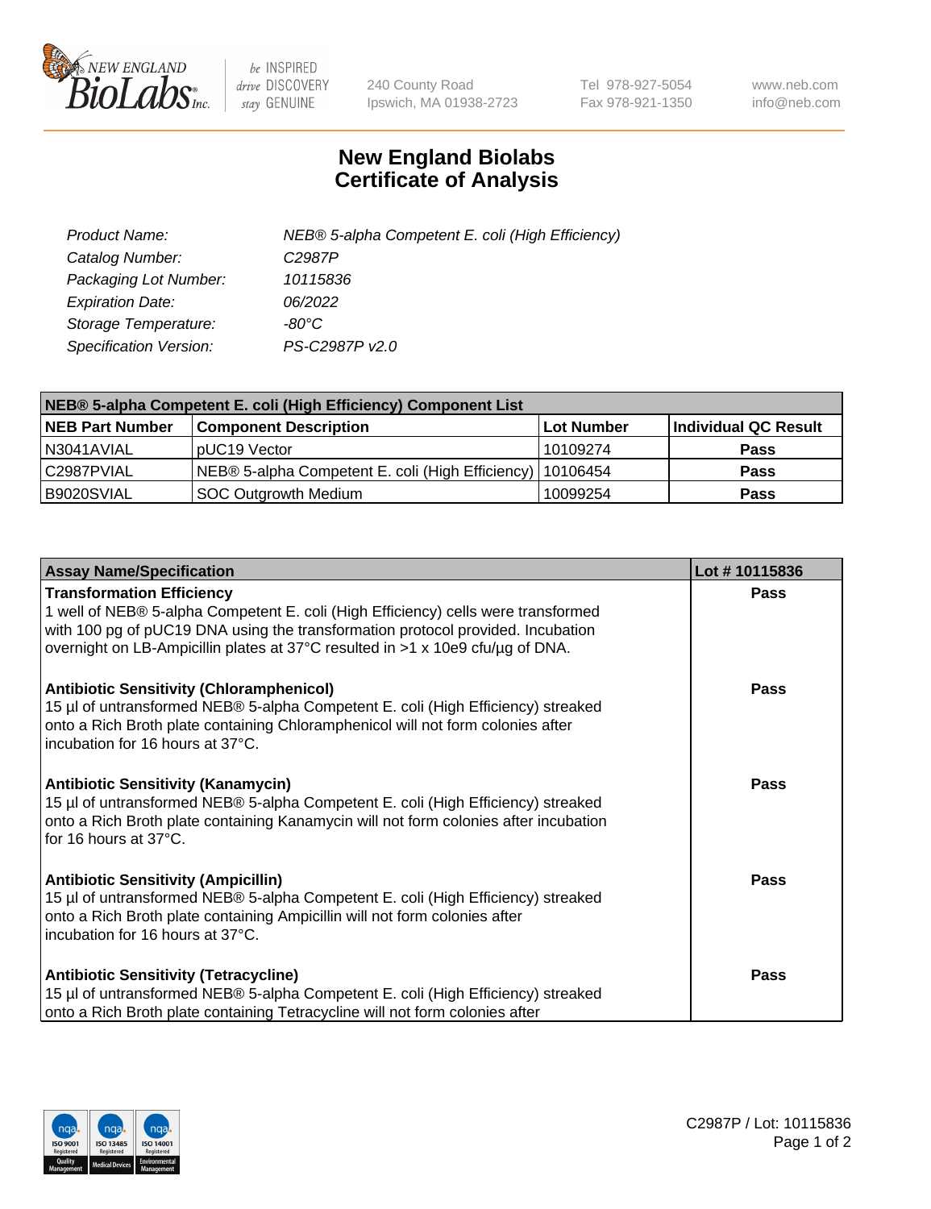# New England Biolabs Certificate of Analysis

| | |
|---|---|
| *Product Name:* | *NEB® 5-alpha Competent E. coli (High Efficiency)* |
| *Catalog Number:* | *C2987P* |
| *Packaging Lot Number:* | *10115836* |
| *Expiration Date:* | *06/2022* |
| *Storage Temperature:* | *-80°C* |
| *Specification Version:* | *PS-C2987P v2.0* |

| NEB® 5-alpha Competent E. coli (High Efficiency) Component List | | | |
|---|---|---|---|
| **NEB Part Number** | **Component Description** | **Lot Number** | **Individual QC Result** |
| N3041AVIAL | pUC19 Vector | 10109274 | **Pass** |
| C2987PVIAL | NEB® 5-alpha Competent E. coli (High Efficiency) | 10106454 | **Pass** |
| B9020SVIAL | SOC Outgrowth Medium | 10099254 | **Pass** |

| Assay Name/Specification | Lot # 10115836 |
|---|---|
| **Transformation Efficiency**<br>1 well of NEB® 5-alpha Competent E. coli (High Efficiency) cells were transformed with 100 pg of pUC19 DNA using the transformation protocol provided. Incubation overnight on LB-Ampicillin plates at 37°C resulted in >1 x 10e9 cfu/µg of DNA. | **Pass** |
| **Antibiotic Sensitivity (Chloramphenicol)**<br>15 µl of untransformed NEB® 5-alpha Competent E. coli (High Efficiency) streaked onto a Rich Broth plate containing Chloramphenicol will not form colonies after incubation for 16 hours at 37°C. | **Pass** |
| **Antibiotic Sensitivity (Kanamycin)**<br>15 µl of untransformed NEB® 5-alpha Competent E. coli (High Efficiency) streaked onto a Rich Broth plate containing Kanamycin will not form colonies after incubation for 16 hours at 37°C. | **Pass** |
| **Antibiotic Sensitivity (Ampicillin)**<br>15 µl of untransformed NEB® 5-alpha Competent E. coli (High Efficiency) streaked onto a Rich Broth plate containing Ampicillin will not form colonies after incubation for 16 hours at 37°C. | **Pass** |
| **Antibiotic Sensitivity (Tetracycline)**<br>15 µl of untransformed NEB® 5-alpha Competent E. coli (High Efficiency) streaked onto a Rich Broth plate containing Tetracycline will not form colonies after | **Pass** |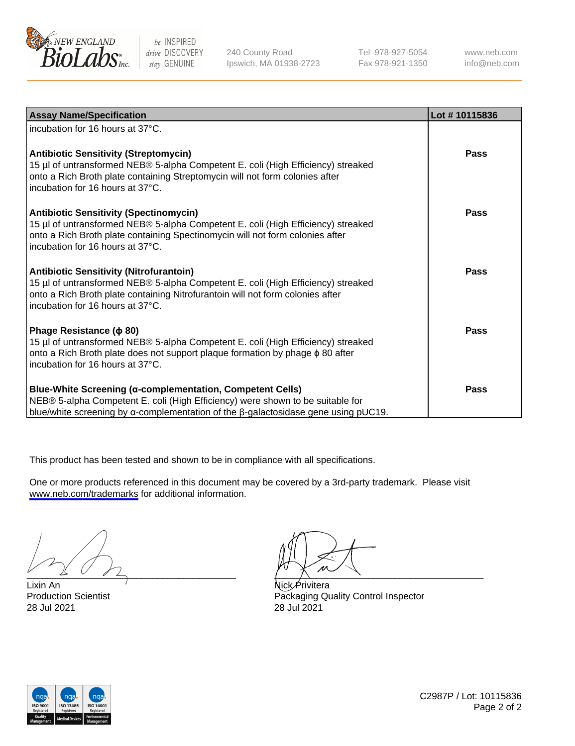| Assay Name/Specification | Lot # 10115836 |
| --- | --- |
| incubation for 16 hours at 37°C. | |
| **Antibiotic Sensitivity (Streptomycin)**<br>15 µl of untransformed NEB® 5-alpha Competent E. coli (High Efficiency) streaked onto a Rich Broth plate containing Streptomycin will not form colonies after incubation for 16 hours at 37°C. | **Pass** |
| **Antibiotic Sensitivity (Spectinomycin)**<br>15 µl of untransformed NEB® 5-alpha Competent E. coli (High Efficiency) streaked onto a Rich Broth plate containing Spectinomycin will not form colonies after incubation for 16 hours at 37°C. | **Pass** |
| **Antibiotic Sensitivity (Nitrofurantoin)**<br>15 µl of untransformed NEB® 5-alpha Competent E. coli (High Efficiency) streaked onto a Rich Broth plate containing Nitrofurantoin will not form colonies after incubation for 16 hours at 37°C. | **Pass** |
| **Phage Resistance (ϕ 80)**<br>15 µl of untransformed NEB® 5-alpha Competent E. coli (High Efficiency) streaked onto a Rich Broth plate does not support plaque formation by phage ϕ 80 after incubation for 16 hours at 37°C. | **Pass** |
| **Blue-White Screening (α-complementation, Competent Cells)**<br>NEB® 5-alpha Competent E. coli (High Efficiency) were shown to be suitable for blue/white screening by α-complementation of the β-galactosidase gene using pUC19. | **Pass** |

This product has been tested and shown to be in compliance with all specifications.

One or more products referenced in this document may be covered by a 3rd-party trademark. Please visit www.neb.com/trademarks for additional information.

Lixin An
Production Scientist
28 Jul 2021

Nick Privitera
Packaging Quality Control Inspector
28 Jul 2021

C2987P / Lot: 10115836